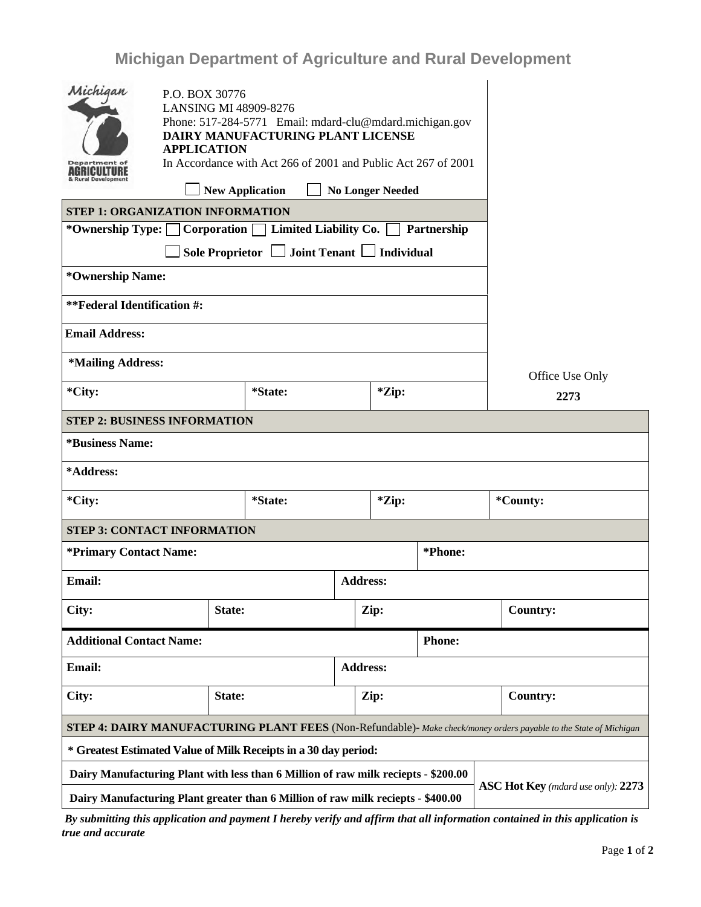# Michigan Department of Agriculture and Rural Development

P.O. BOX 30776
LANSING MI 48909-8276
Phone: 517-284-5771 Email: mdard-clu@mdard.michigan.gov

**DAIRY MANUFACTURING PLANT LICENSE APPLICATION**

In Accordance with Act 266 of 2001 and Public Act 267 of 2001

☐ **New Application** ☐ **No Longer Needed**

Office Use Only
**2273**

## STEP 1: ORGANIZATION INFORMATION

**\*Ownership Type:** ☐ **Corporation** ☐ **Limited Liability Co.** ☐ **Partnership** ☐ **Sole Proprietor** ☐ **Joint Tenant** ☐ **Individual**

| | | |
|---|---|---|
| **\*Ownership Name:** | | |
| **\*\*Federal Identification #:** | | |
| **Email Address:** | | |
| **\*Mailing Address:** | | |
| **\*City:** | **\*State:** | **\*Zip:** |

## STEP 2: BUSINESS INFORMATION

| | | | |
|---|---|---|---|
| **\*Business Name:** | | | |
| **\*Address:** | | | |
| **\*City:** | **\*State:** | **\*Zip:** | **\*County:** |

## STEP 3: CONTACT INFORMATION

| | | | |
|---|---|---|---|
| **\*Primary Contact Name:** | | **\*Phone:** | |
| **Email:** | | **Address:** | |
| **City:** | **State:** | **Zip:** | **Country:** |
| **Additional Contact Name:** | | **Phone:** | |
| **Email:** | | **Address:** | |
| **City:** | **State:** | **Zip:** | **Country:** |

## STEP 4: DAIRY MANUFACTURING PLANT FEES (Non-Refundable)- *Make check/money orders payable to the State of Michigan*

**\* Greatest Estimated Value of Milk Receipts in a 30 day period:**

| | |
|---|---|
| **Dairy Manufacturing Plant with less than 6 Million of raw milk reciepts - $200.00** | **ASC Hot Key** *(mdard use only)*: **2273** |
| **Dairy Manufacturing Plant greater than 6 Million of raw milk reciepts - $400.00** | |

***By submitting this application and payment I hereby verify and affirm that all information contained in this application is true and accurate***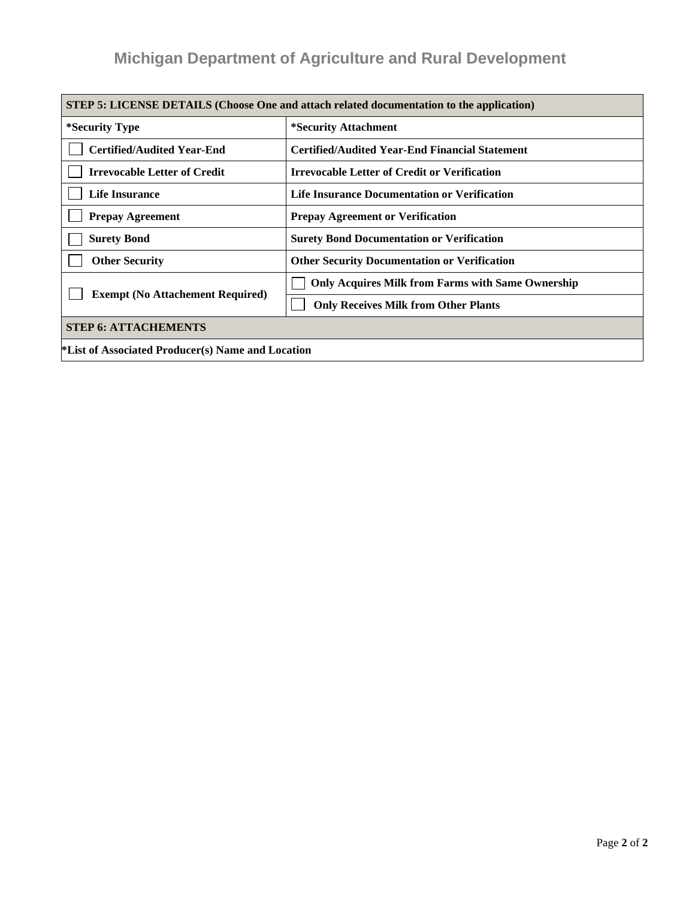# Michigan Department of Agriculture and Rural Development

| STEP 5: LICENSE DETAILS (Choose One and attach related documentation to the application) | |
|---|---|
| ***Security Type** | ***Security Attachment** |
| ☐ **Certified/Audited Year-End** | **Certified/Audited Year-End Financial Statement** |
| ☐ **Irrevocable Letter of Credit** | **Irrevocable Letter of Credit or Verification** |
| ☐ **Life Insurance** | **Life Insurance Documentation or Verification** |
| ☐ **Prepay Agreement** | **Prepay Agreement or Verification** |
| ☐ **Surety Bond** | **Surety Bond Documentation or Verification** |
| ☐ **Other Security** | **Other Security Documentation or Verification** |
| ☐ **Exempt (No Attachement Required)** | ☐ **Only Acquires Milk from Farms with Same Ownership** |
| | ☐ **Only Receives Milk from Other Plants** |

| STEP 6: ATTACHEMENTS |
|---|
| ***List of Associated Producer(s) Name and Location** |